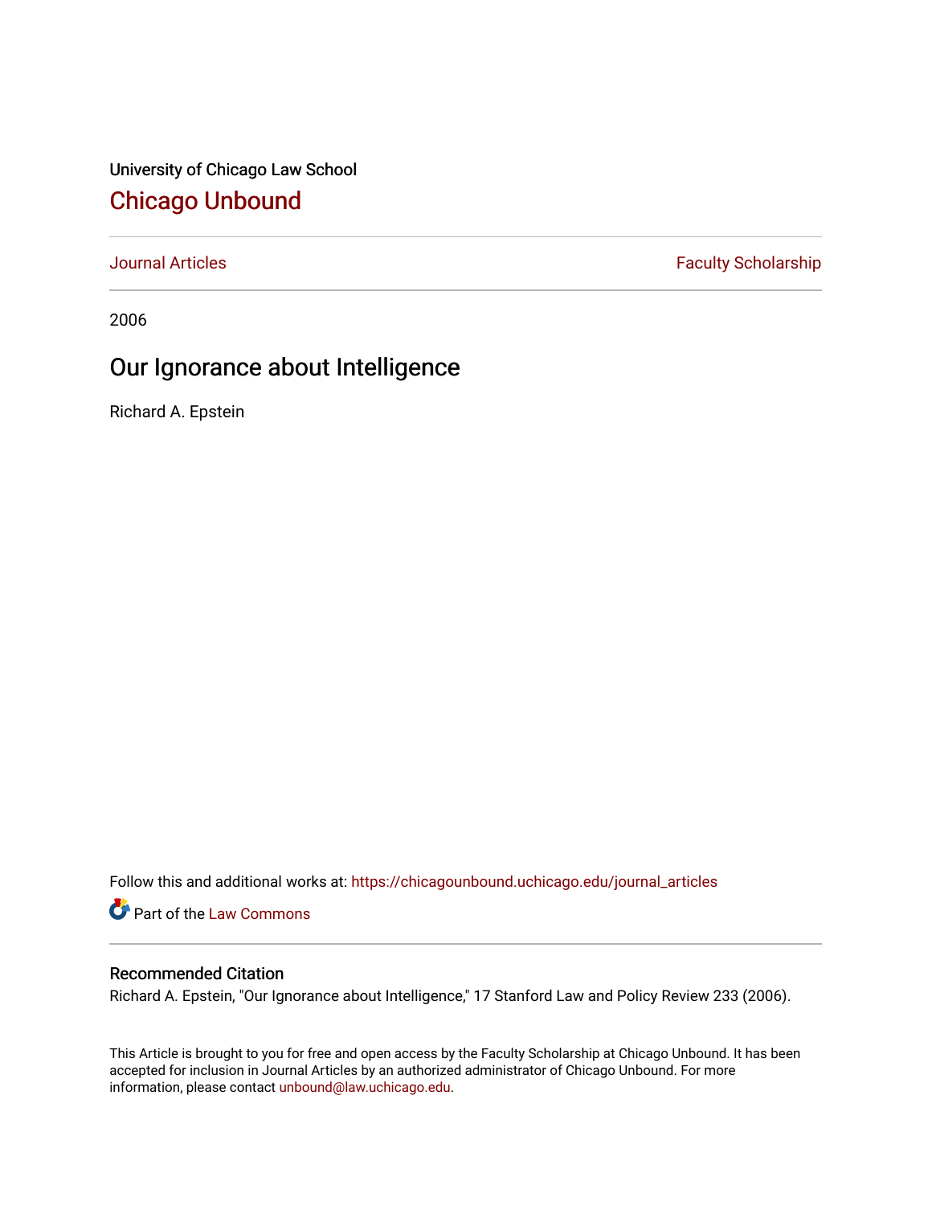University of Chicago Law School

# Chicago Unbound

Journal Articles | Faculty Scholarship

2006

## Our Ignorance about Intelligence

Richard A. Epstein

Follow this and additional works at: https://chicagounbound.uchicago.edu/journal_articles

Part of the Law Commons

### Recommended Citation

Richard A. Epstein, "Our Ignorance about Intelligence," 17 Stanford Law and Policy Review 233 (2006).

This Article is brought to you for free and open access by the Faculty Scholarship at Chicago Unbound. It has been accepted for inclusion in Journal Articles by an authorized administrator of Chicago Unbound. For more information, please contact unbound@law.uchicago.edu.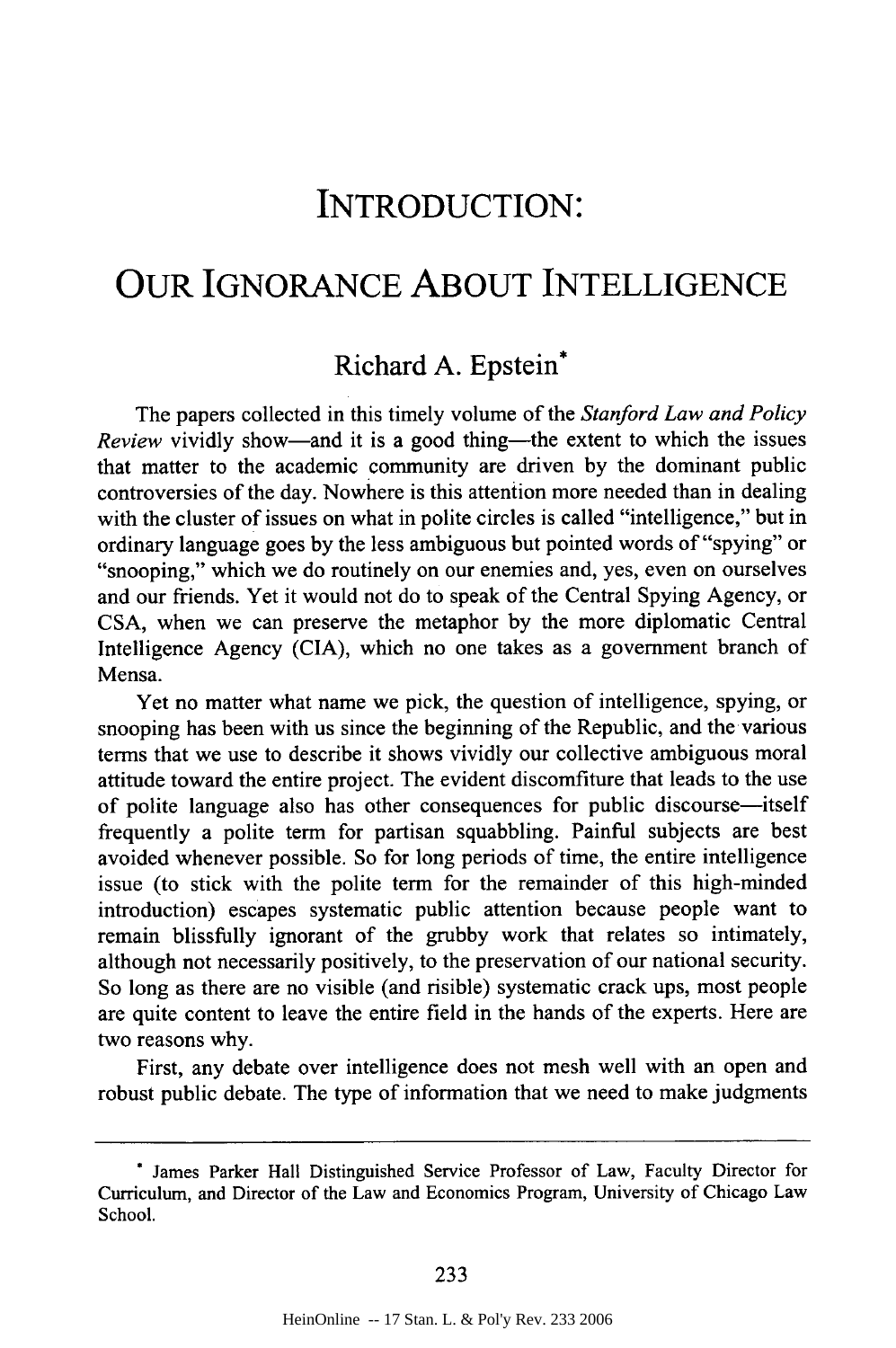# INTRODUCTION:

# OUR IGNORANCE ABOUT INTELLIGENCE

## Richard A. Epstein*

The papers collected in this timely volume of the *Stanford Law and Policy Review* vividly show—and it is a good thing—the extent to which the issues that matter to the academic community are driven by the dominant public controversies of the day. Nowhere is this attention more needed than in dealing with the cluster of issues on what in polite circles is called "intelligence," but in ordinary language goes by the less ambiguous but pointed words of "spying" or "snooping," which we do routinely on our enemies and, yes, even on ourselves and our friends. Yet it would not do to speak of the Central Spying Agency, or CSA, when we can preserve the metaphor by the more diplomatic Central Intelligence Agency (CIA), which no one takes as a government branch of Mensa.

Yet no matter what name we pick, the question of intelligence, spying, or snooping has been with us since the beginning of the Republic, and the various terms that we use to describe it shows vividly our collective ambiguous moral attitude toward the entire project. The evident discomfiture that leads to the use of polite language also has other consequences for public discourse—itself frequently a polite term for partisan squabbling. Painful subjects are best avoided whenever possible. So for long periods of time, the entire intelligence issue (to stick with the polite term for the remainder of this high-minded introduction) escapes systematic public attention because people want to remain blissfully ignorant of the grubby work that relates so intimately, although not necessarily positively, to the preservation of our national security. So long as there are no visible (and risible) systematic crack ups, most people are quite content to leave the entire field in the hands of the experts. Here are two reasons why.

First, any debate over intelligence does not mesh well with an open and robust public debate. The type of information that we need to make judgments

---

* James Parker Hall Distinguished Service Professor of Law, Faculty Director for Curriculum, and Director of the Law and Economics Program, University of Chicago Law School.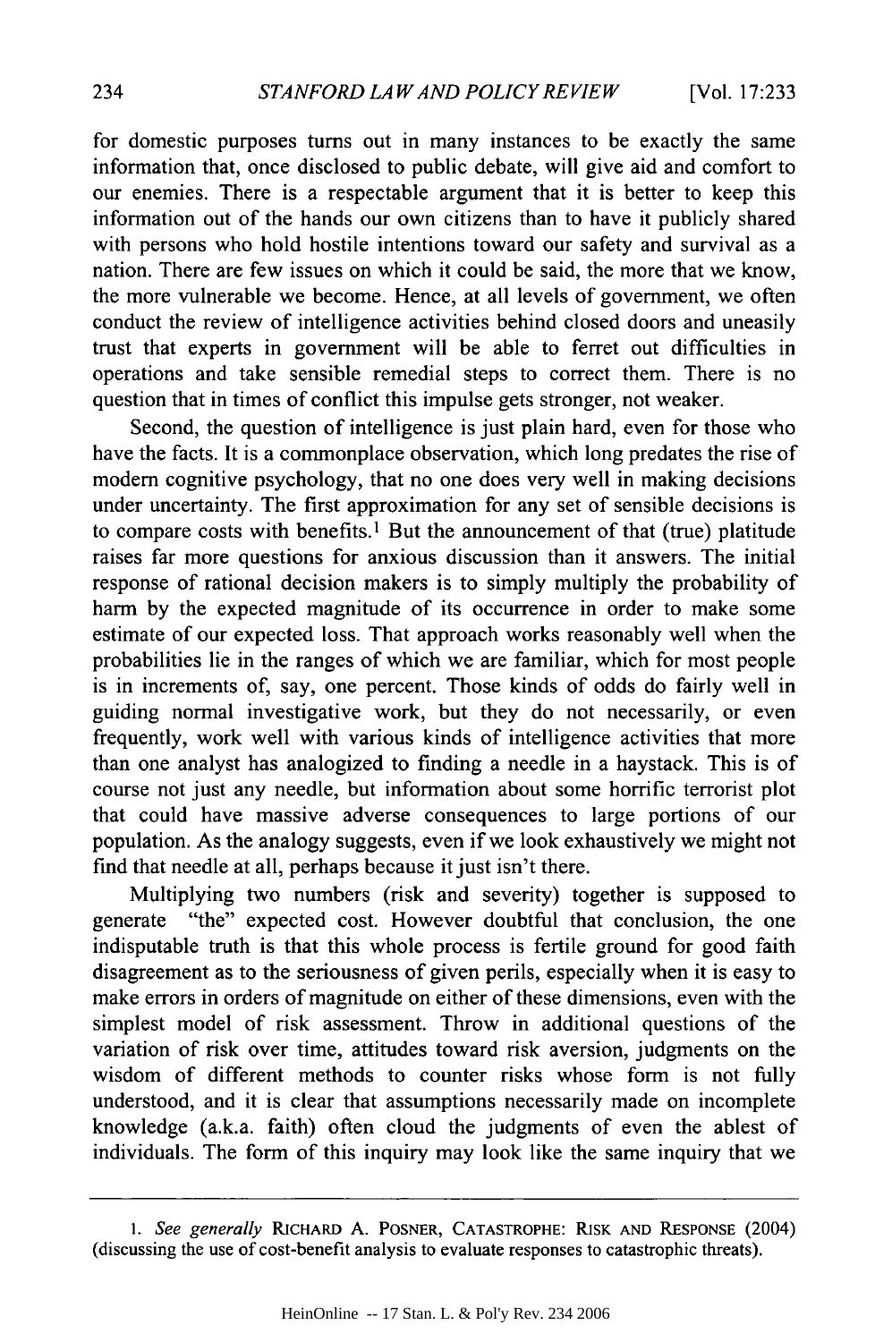for domestic purposes turns out in many instances to be exactly the same information that, once disclosed to public debate, will give aid and comfort to our enemies. There is a respectable argument that it is better to keep this information out of the hands our own citizens than to have it publicly shared with persons who hold hostile intentions toward our safety and survival as a nation. There are few issues on which it could be said, the more that we know, the more vulnerable we become. Hence, at all levels of government, we often conduct the review of intelligence activities behind closed doors and uneasily trust that experts in government will be able to ferret out difficulties in operations and take sensible remedial steps to correct them. There is no question that in times of conflict this impulse gets stronger, not weaker.

Second, the question of intelligence is just plain hard, even for those who have the facts. It is a commonplace observation, which long predates the rise of modern cognitive psychology, that no one does very well in making decisions under uncertainty. The first approximation for any set of sensible decisions is to compare costs with benefits.[1] But the announcement of that (true) platitude raises far more questions for anxious discussion than it answers. The initial response of rational decision makers is to simply multiply the probability of harm by the expected magnitude of its occurrence in order to make some estimate of our expected loss. That approach works reasonably well when the probabilities lie in the ranges of which we are familiar, which for most people is in increments of, say, one percent. Those kinds of odds do fairly well in guiding normal investigative work, but they do not necessarily, or even frequently, work well with various kinds of intelligence activities that more than one analyst has analogized to finding a needle in a haystack. This is of course not just any needle, but information about some horrific terrorist plot that could have massive adverse consequences to large portions of our population. As the analogy suggests, even if we look exhaustively we might not find that needle at all, perhaps because it just isn't there.

Multiplying two numbers (risk and severity) together is supposed to generate "the" expected cost. However doubtful that conclusion, the one indisputable truth is that this whole process is fertile ground for good faith disagreement as to the seriousness of given perils, especially when it is easy to make errors in orders of magnitude on either of these dimensions, even with the simplest model of risk assessment. Throw in additional questions of the variation of risk over time, attitudes toward risk aversion, judgments on the wisdom of different methods to counter risks whose form is not fully understood, and it is clear that assumptions necessarily made on incomplete knowledge (a.k.a. faith) often cloud the judgments of even the ablest of individuals. The form of this inquiry may look like the same inquiry that we

---

1. *See generally* RICHARD A. POSNER, CATASTROPHE: RISK AND RESPONSE (2004) (discussing the use of cost-benefit analysis to evaluate responses to catastrophic threats).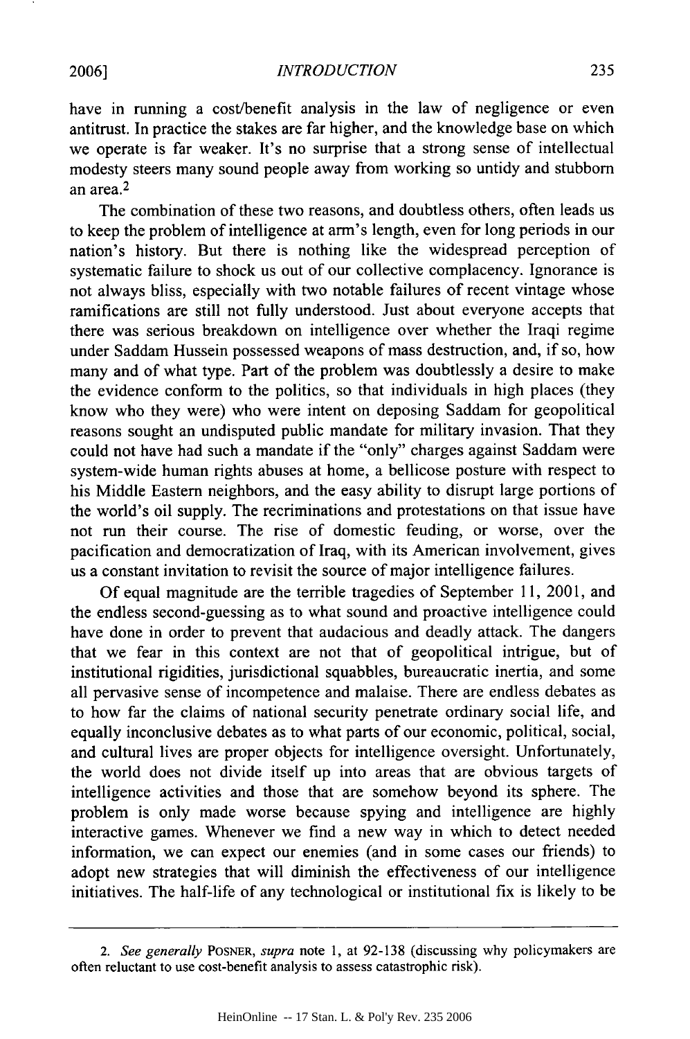have in running a cost/benefit analysis in the law of negligence or even antitrust. In practice the stakes are far higher, and the knowledge base on which we operate is far weaker. It's no surprise that a strong sense of intellectual modesty steers many sound people away from working so untidy and stubborn an area.[2]

The combination of these two reasons, and doubtless others, often leads us to keep the problem of intelligence at arm's length, even for long periods in our nation's history. But there is nothing like the widespread perception of systematic failure to shock us out of our collective complacency. Ignorance is not always bliss, especially with two notable failures of recent vintage whose ramifications are still not fully understood. Just about everyone accepts that there was serious breakdown on intelligence over whether the Iraqi regime under Saddam Hussein possessed weapons of mass destruction, and, if so, how many and of what type. Part of the problem was doubtlessly a desire to make the evidence conform to the politics, so that individuals in high places (they know who they were) who were intent on deposing Saddam for geopolitical reasons sought an undisputed public mandate for military invasion. That they could not have had such a mandate if the "only" charges against Saddam were system-wide human rights abuses at home, a bellicose posture with respect to his Middle Eastern neighbors, and the easy ability to disrupt large portions of the world's oil supply. The recriminations and protestations on that issue have not run their course. The rise of domestic feuding, or worse, over the pacification and democratization of Iraq, with its American involvement, gives us a constant invitation to revisit the source of major intelligence failures.

Of equal magnitude are the terrible tragedies of September 11, 2001, and the endless second-guessing as to what sound and proactive intelligence could have done in order to prevent that audacious and deadly attack. The dangers that we fear in this context are not that of geopolitical intrigue, but of institutional rigidities, jurisdictional squabbles, bureaucratic inertia, and some all pervasive sense of incompetence and malaise. There are endless debates as to how far the claims of national security penetrate ordinary social life, and equally inconclusive debates as to what parts of our economic, political, social, and cultural lives are proper objects for intelligence oversight. Unfortunately, the world does not divide itself up into areas that are obvious targets of intelligence activities and those that are somehow beyond its sphere. The problem is only made worse because spying and intelligence are highly interactive games. Whenever we find a new way in which to detect needed information, we can expect our enemies (and in some cases our friends) to adopt new strategies that will diminish the effectiveness of our intelligence initiatives. The half-life of any technological or institutional fix is likely to be

---

2. *See generally* POSNER, *supra* note 1, at 92-138 (discussing why policymakers are often reluctant to use cost-benefit analysis to assess catastrophic risk).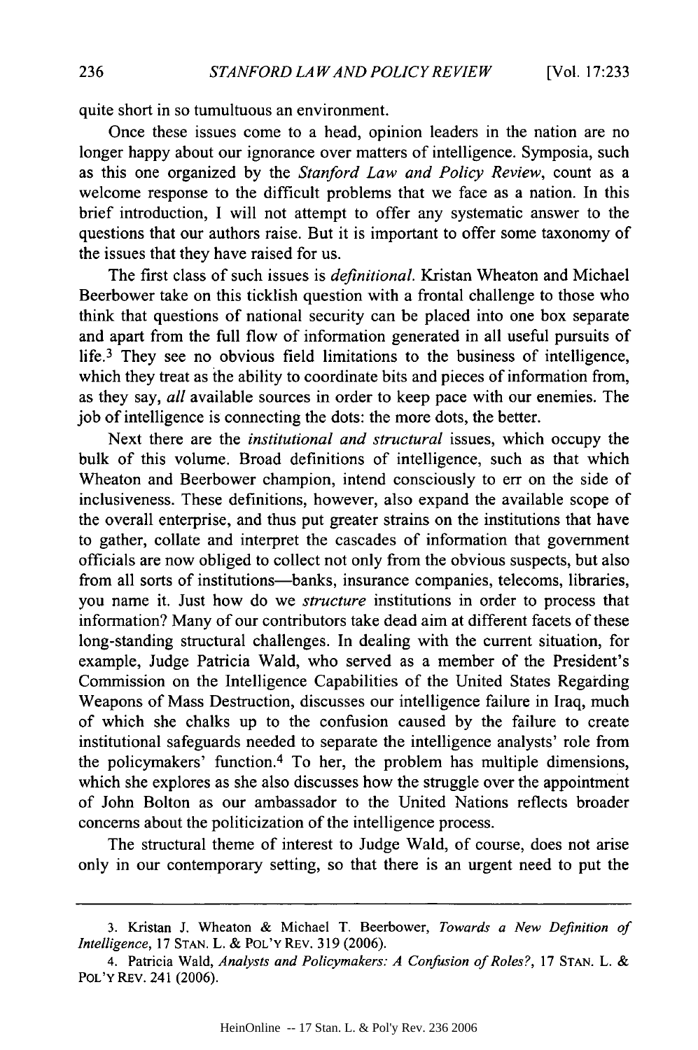quite short in so tumultuous an environment.

Once these issues come to a head, opinion leaders in the nation are no longer happy about our ignorance over matters of intelligence. Symposia, such as this one organized by the *Stanford Law and Policy Review*, count as a welcome response to the difficult problems that we face as a nation. In this brief introduction, I will not attempt to offer any systematic answer to the questions that our authors raise. But it is important to offer some taxonomy of the issues that they have raised for us.

The first class of such issues is *definitional*. Kristan Wheaton and Michael Beerbower take on this ticklish question with a frontal challenge to those who think that questions of national security can be placed into one box separate and apart from the full flow of information generated in all useful pursuits of life.[3] They see no obvious field limitations to the business of intelligence, which they treat as the ability to coordinate bits and pieces of information from, as they say, *all* available sources in order to keep pace with our enemies. The job of intelligence is connecting the dots: the more dots, the better.

Next there are the *institutional and structural* issues, which occupy the bulk of this volume. Broad definitions of intelligence, such as that which Wheaton and Beerbower champion, intend consciously to err on the side of inclusiveness. These definitions, however, also expand the available scope of the overall enterprise, and thus put greater strains on the institutions that have to gather, collate and interpret the cascades of information that government officials are now obliged to collect not only from the obvious suspects, but also from all sorts of institutions—banks, insurance companies, telecoms, libraries, you name it. Just how do we *structure* institutions in order to process that information? Many of our contributors take dead aim at different facets of these long-standing structural challenges. In dealing with the current situation, for example, Judge Patricia Wald, who served as a member of the President's Commission on the Intelligence Capabilities of the United States Regarding Weapons of Mass Destruction, discusses our intelligence failure in Iraq, much of which she chalks up to the confusion caused by the failure to create institutional safeguards needed to separate the intelligence analysts' role from the policymakers' function.[4] To her, the problem has multiple dimensions, which she explores as she also discusses how the struggle over the appointment of John Bolton as our ambassador to the United Nations reflects broader concerns about the politicization of the intelligence process.

The structural theme of interest to Judge Wald, of course, does not arise only in our contemporary setting, so that there is an urgent need to put the

---

3. Kristan J. Wheaton & Michael T. Beerbower, *Towards a New Definition of Intelligence*, 17 STAN. L. & POL'Y REV. 319 (2006).

4. Patricia Wald, *Analysts and Policymakers: A Confusion of Roles?*, 17 STAN. L. & POL'Y REV. 241 (2006).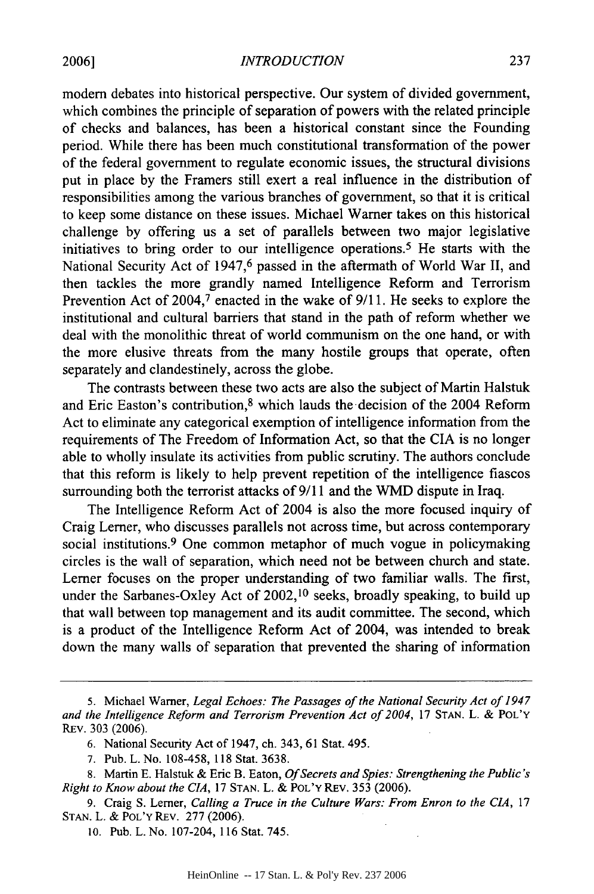modern debates into historical perspective. Our system of divided government, which combines the principle of separation of powers with the related principle of checks and balances, has been a historical constant since the Founding period. While there has been much constitutional transformation of the power of the federal government to regulate economic issues, the structural divisions put in place by the Framers still exert a real influence in the distribution of responsibilities among the various branches of government, so that it is critical to keep some distance on these issues. Michael Warner takes on this historical challenge by offering us a set of parallels between two major legislative initiatives to bring order to our intelligence operations.[5] He starts with the National Security Act of 1947,[6] passed in the aftermath of World War II, and then tackles the more grandly named Intelligence Reform and Terrorism Prevention Act of 2004,[7] enacted in the wake of 9/11. He seeks to explore the institutional and cultural barriers that stand in the path of reform whether we deal with the monolithic threat of world communism on the one hand, or with the more elusive threats from the many hostile groups that operate, often separately and clandestinely, across the globe.

The contrasts between these two acts are also the subject of Martin Halstuk and Eric Easton's contribution,[8] which lauds the decision of the 2004 Reform Act to eliminate any categorical exemption of intelligence information from the requirements of The Freedom of Information Act, so that the CIA is no longer able to wholly insulate its activities from public scrutiny. The authors conclude that this reform is likely to help prevent repetition of the intelligence fiascos surrounding both the terrorist attacks of 9/11 and the WMD dispute in Iraq.

The Intelligence Reform Act of 2004 is also the more focused inquiry of Craig Lerner, who discusses parallels not across time, but across contemporary social institutions.[9] One common metaphor of much vogue in policymaking circles is the wall of separation, which need not be between church and state. Lerner focuses on the proper understanding of two familiar walls. The first, under the Sarbanes-Oxley Act of 2002,[10] seeks, broadly speaking, to build up that wall between top management and its audit committee. The second, which is a product of the Intelligence Reform Act of 2004, was intended to break down the many walls of separation that prevented the sharing of information

---

5. Michael Warner, *Legal Echoes: The Passages of the National Security Act of 1947 and the Intelligence Reform and Terrorism Prevention Act of 2004*, 17 STAN. L. & POL'Y REV. 303 (2006).

6. National Security Act of 1947, ch. 343, 61 Stat. 495.

7. Pub. L. No. 108-458, 118 Stat. 3638.

8. Martin E. Halstuk & Eric B. Eaton, *Of Secrets and Spies: Strengthening the Public's Right to Know about the CIA*, 17 STAN. L. & POL'Y REV. 353 (2006).

9. Craig S. Lerner, *Calling a Truce in the Culture Wars: From Enron to the CIA*, 17 STAN. L. & POL'Y REV. 277 (2006).

10. Pub. L. No. 107-204, 116 Stat. 745.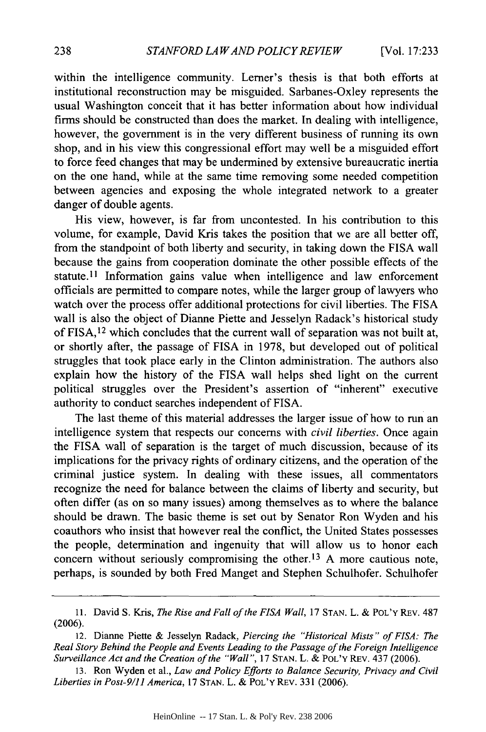within the intelligence community. Lerner's thesis is that both efforts at institutional reconstruction may be misguided. Sarbanes-Oxley represents the usual Washington conceit that it has better information about how individual firms should be constructed than does the market. In dealing with intelligence, however, the government is in the very different business of running its own shop, and in his view this congressional effort may well be a misguided effort to force feed changes that may be undermined by extensive bureaucratic inertia on the one hand, while at the same time removing some needed competition between agencies and exposing the whole integrated network to a greater danger of double agents.

His view, however, is far from uncontested. In his contribution to this volume, for example, David Kris takes the position that we are all better off, from the standpoint of both liberty and security, in taking down the FISA wall because the gains from cooperation dominate the other possible effects of the statute.[11] Information gains value when intelligence and law enforcement officials are permitted to compare notes, while the larger group of lawyers who watch over the process offer additional protections for civil liberties. The FISA wall is also the object of Dianne Piette and Jesselyn Radack's historical study of FISA,[12] which concludes that the current wall of separation was not built at, or shortly after, the passage of FISA in 1978, but developed out of political struggles that took place early in the Clinton administration. The authors also explain how the history of the FISA wall helps shed light on the current political struggles over the President's assertion of "inherent" executive authority to conduct searches independent of FISA.

The last theme of this material addresses the larger issue of how to run an intelligence system that respects our concerns with *civil liberties*. Once again the FISA wall of separation is the target of much discussion, because of its implications for the privacy rights of ordinary citizens, and the operation of the criminal justice system. In dealing with these issues, all commentators recognize the need for balance between the claims of liberty and security, but often differ (as on so many issues) among themselves as to where the balance should be drawn. The basic theme is set out by Senator Ron Wyden and his coauthors who insist that however real the conflict, the United States possesses the people, determination and ingenuity that will allow us to honor each concern without seriously compromising the other.[13] A more cautious note, perhaps, is sounded by both Fred Manget and Stephen Schulhofer. Schulhofer

---

11. David S. Kris, *The Rise and Fall of the FISA Wall*, 17 STAN. L. & POL'Y REV. 487 (2006).

12. Dianne Piette & Jesselyn Radack, *Piercing the "Historical Mists" of FISA: The Real Story Behind the People and Events Leading to the Passage of the Foreign Intelligence Surveillance Act and the Creation of the "Wall"*, 17 STAN. L. & POL'Y REV. 437 (2006).

13. Ron Wyden et al., *Law and Policy Efforts to Balance Security, Privacy and Civil Liberties in Post-9/11 America*, 17 STAN. L. & POL'Y REV. 331 (2006).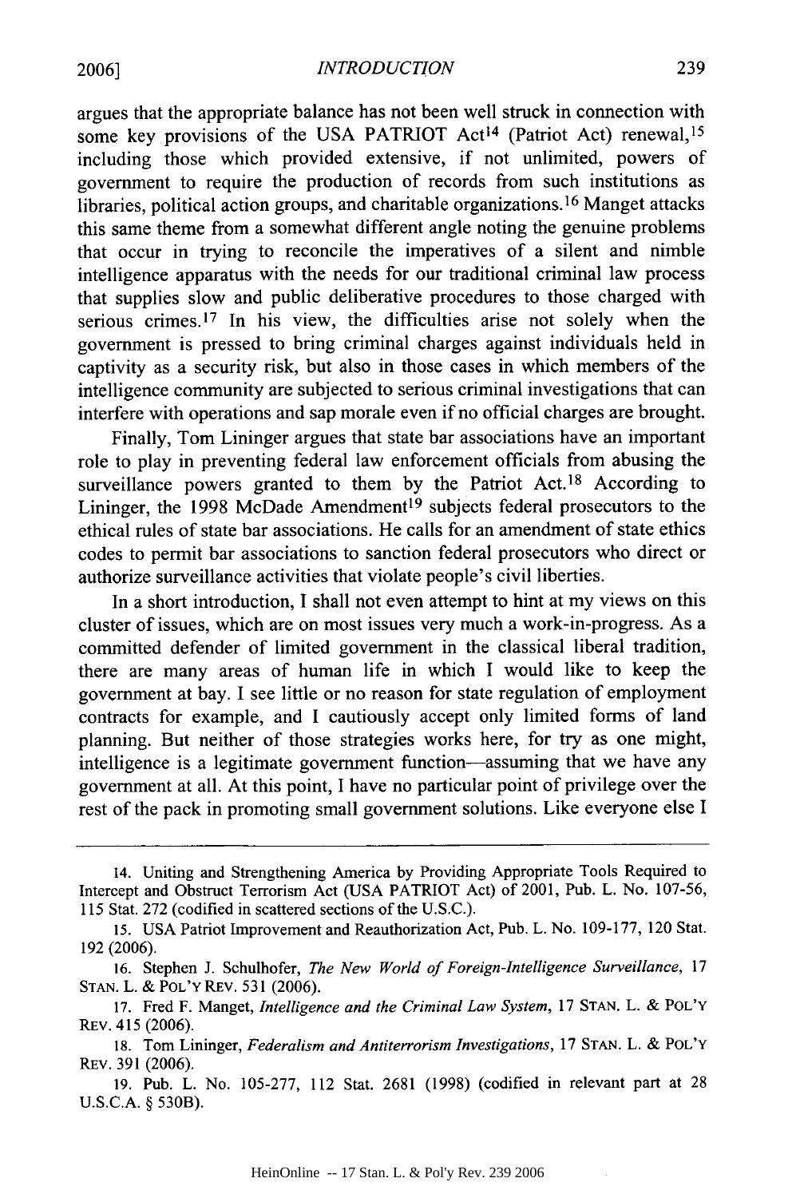argues that the appropriate balance has not been well struck in connection with some key provisions of the USA PATRIOT Act[14] (Patriot Act) renewal,[15] including those which provided extensive, if not unlimited, powers of government to require the production of records from such institutions as libraries, political action groups, and charitable organizations.[16] Manget attacks this same theme from a somewhat different angle noting the genuine problems that occur in trying to reconcile the imperatives of a silent and nimble intelligence apparatus with the needs for our traditional criminal law process that supplies slow and public deliberative procedures to those charged with serious crimes.[17] In his view, the difficulties arise not solely when the government is pressed to bring criminal charges against individuals held in captivity as a security risk, but also in those cases in which members of the intelligence community are subjected to serious criminal investigations that can interfere with operations and sap morale even if no official charges are brought.

Finally, Tom Lininger argues that state bar associations have an important role to play in preventing federal law enforcement officials from abusing the surveillance powers granted to them by the Patriot Act.[18] According to Lininger, the 1998 McDade Amendment[19] subjects federal prosecutors to the ethical rules of state bar associations. He calls for an amendment of state ethics codes to permit bar associations to sanction federal prosecutors who direct or authorize surveillance activities that violate people's civil liberties.

In a short introduction, I shall not even attempt to hint at my views on this cluster of issues, which are on most issues very much a work-in-progress. As a committed defender of limited government in the classical liberal tradition, there are many areas of human life in which I would like to keep the government at bay. I see little or no reason for state regulation of employment contracts for example, and I cautiously accept only limited forms of land planning. But neither of those strategies works here, for try as one might, intelligence is a legitimate government function—assuming that we have any government at all. At this point, I have no particular point of privilege over the rest of the pack in promoting small government solutions. Like everyone else I

---

14. Uniting and Strengthening America by Providing Appropriate Tools Required to Intercept and Obstruct Terrorism Act (USA PATRIOT Act) of 2001, Pub. L. No. 107-56, 115 Stat. 272 (codified in scattered sections of the U.S.C.).

15. USA Patriot Improvement and Reauthorization Act, Pub. L. No. 109-177, 120 Stat. 192 (2006).

16. Stephen J. Schulhofer, *The New World of Foreign-Intelligence Surveillance*, 17 STAN. L. & POL'Y REV. 531 (2006).

17. Fred F. Manget, *Intelligence and the Criminal Law System*, 17 STAN. L. & POL'Y REV. 415 (2006).

18. Tom Lininger, *Federalism and Antiterrorism Investigations*, 17 STAN. L. & POL'Y REV. 391 (2006).

19. Pub. L. No. 105-277, 112 Stat. 2681 (1998) (codified in relevant part at 28 U.S.C.A. § 530B).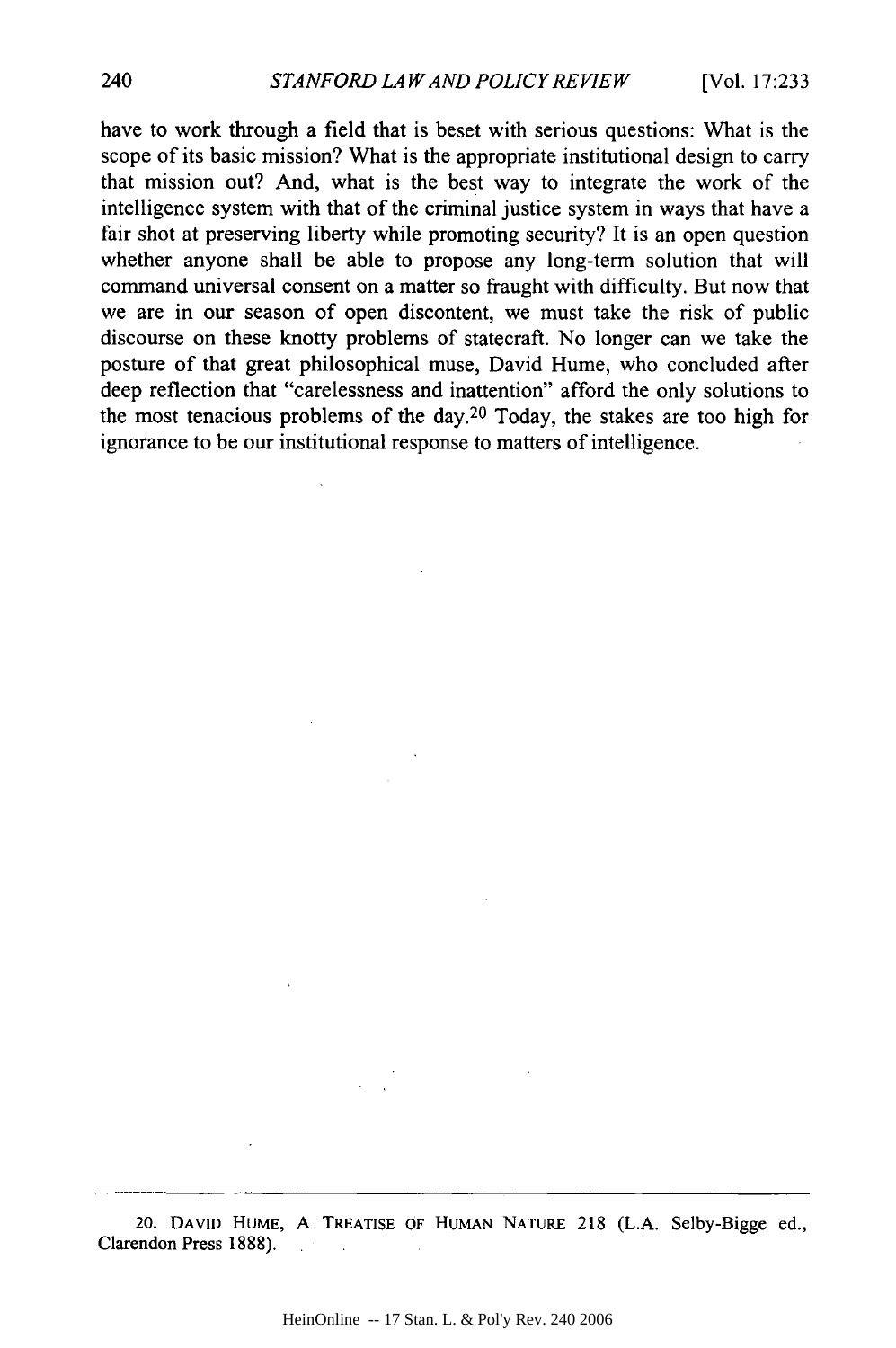have to work through a field that is beset with serious questions: What is the scope of its basic mission? What is the appropriate institutional design to carry that mission out? And, what is the best way to integrate the work of the intelligence system with that of the criminal justice system in ways that have a fair shot at preserving liberty while promoting security? It is an open question whether anyone shall be able to propose any long-term solution that will command universal consent on a matter so fraught with difficulty. But now that we are in our season of open discontent, we must take the risk of public discourse on these knotty problems of statecraft. No longer can we take the posture of that great philosophical muse, David Hume, who concluded after deep reflection that "carelessness and inattention" afford the only solutions to the most tenacious problems of the day.[20] Today, the stakes are too high for ignorance to be our institutional response to matters of intelligence.

---

20. DAVID HUME, A TREATISE OF HUMAN NATURE 218 (L.A. Selby-Bigge ed., Clarendon Press 1888).